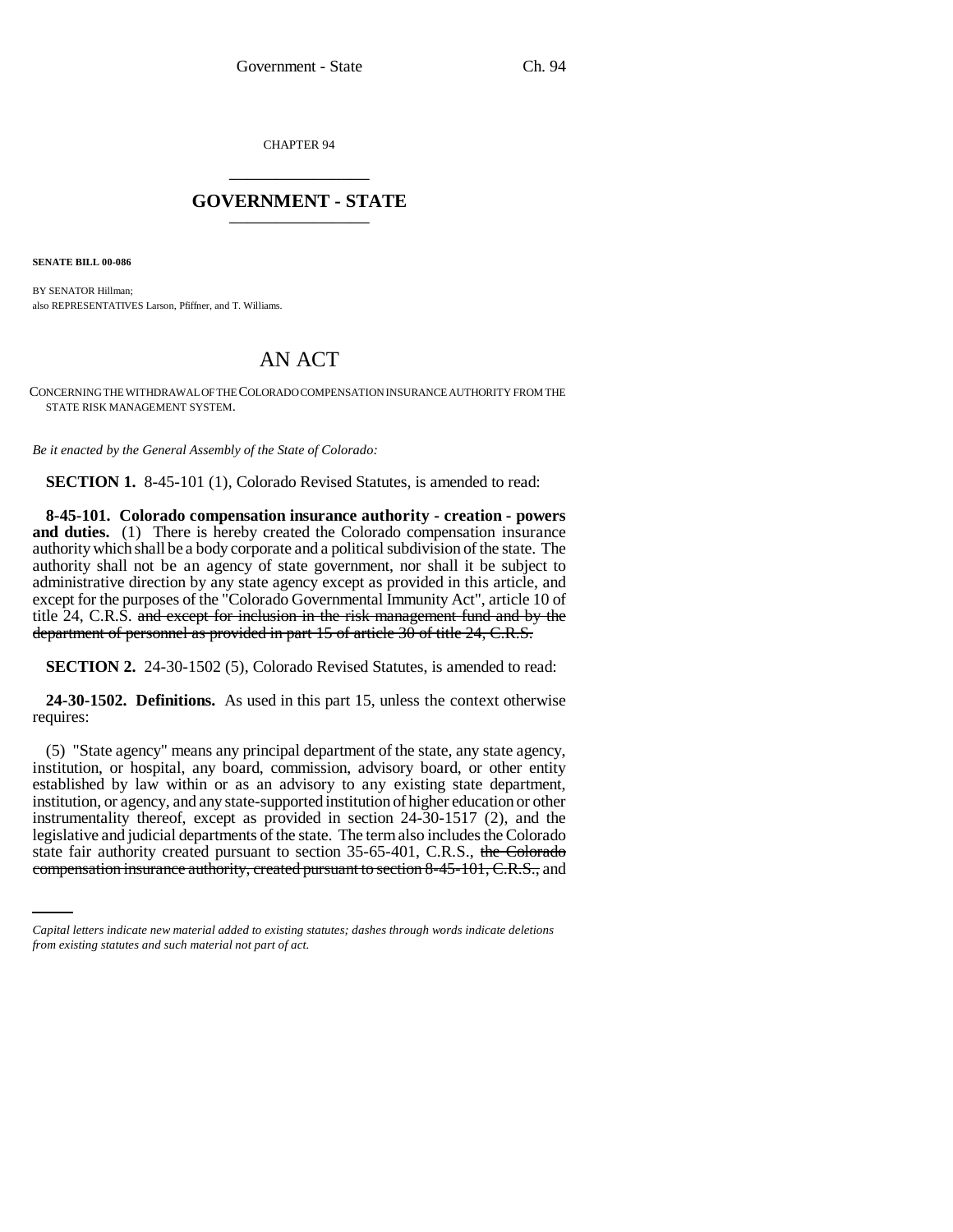CHAPTER 94

# GOVERNMENT - STATE

**SENATE BILL 00-086**

BY SENATOR Hillman;
also REPRESENTATIVES Larson, Pfiffner, and T. Williams.

## AN ACT

CONCERNING THE WITHDRAWAL OF THE COLORADO COMPENSATION INSURANCE AUTHORITY FROM THE STATE RISK MANAGEMENT SYSTEM.

*Be it enacted by the General Assembly of the State of Colorado:*

**SECTION 1.** 8-45-101 (1), Colorado Revised Statutes, is amended to read:

**8-45-101. Colorado compensation insurance authority - creation - powers and duties.** (1) There is hereby created the Colorado compensation insurance authority which shall be a body corporate and a political subdivision of the state. The authority shall not be an agency of state government, nor shall it be subject to administrative direction by any state agency except as provided in this article, and except for the purposes of the "Colorado Governmental Immunity Act", article 10 of title 24, C.R.S. ~~and except for inclusion in the risk management fund and by the department of personnel as provided in part 15 of article 30 of title 24, C.R.S.~~

**SECTION 2.** 24-30-1502 (5), Colorado Revised Statutes, is amended to read:

**24-30-1502. Definitions.** As used in this part 15, unless the context otherwise requires:

(5) "State agency" means any principal department of the state, any state agency, institution, or hospital, any board, commission, advisory board, or other entity established by law within or as an advisory to any existing state department, institution, or agency, and any state-supported institution of higher education or other instrumentality thereof, except as provided in section 24-30-1517 (2), and the legislative and judicial departments of the state. The term also includes the Colorado state fair authority created pursuant to section 35-65-401, C.R.S., ~~the Colorado compensation insurance authority, created pursuant to section 8-45-101, C.R.S.,~~ and

*Capital letters indicate new material added to existing statutes; dashes through words indicate deletions from existing statutes and such material not part of act.*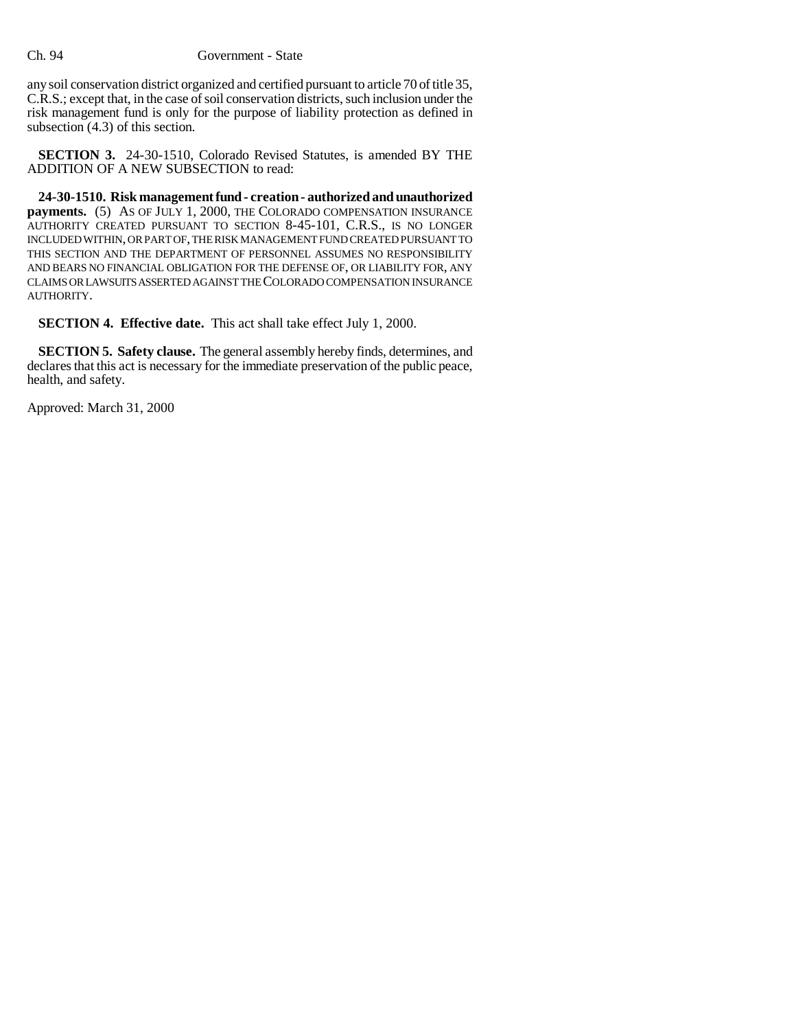any soil conservation district organized and certified pursuant to article 70 of title 35, C.R.S.; except that, in the case of soil conservation districts, such inclusion under the risk management fund is only for the purpose of liability protection as defined in subsection (4.3) of this section.

**SECTION 3.** 24-30-1510, Colorado Revised Statutes, is amended BY THE ADDITION OF A NEW SUBSECTION to read:

**24-30-1510. Risk management fund - creation - authorized and unauthorized payments.** (5) AS OF JULY 1, 2000, THE COLORADO COMPENSATION INSURANCE AUTHORITY CREATED PURSUANT TO SECTION 8-45-101, C.R.S., IS NO LONGER INCLUDED WITHIN, OR PART OF, THE RISK MANAGEMENT FUND CREATED PURSUANT TO THIS SECTION AND THE DEPARTMENT OF PERSONNEL ASSUMES NO RESPONSIBILITY AND BEARS NO FINANCIAL OBLIGATION FOR THE DEFENSE OF, OR LIABILITY FOR, ANY CLAIMS OR LAWSUITS ASSERTED AGAINST THE COLORADO COMPENSATION INSURANCE AUTHORITY.

**SECTION 4. Effective date.** This act shall take effect July 1, 2000.

**SECTION 5. Safety clause.** The general assembly hereby finds, determines, and declares that this act is necessary for the immediate preservation of the public peace, health, and safety.

Approved: March 31, 2000